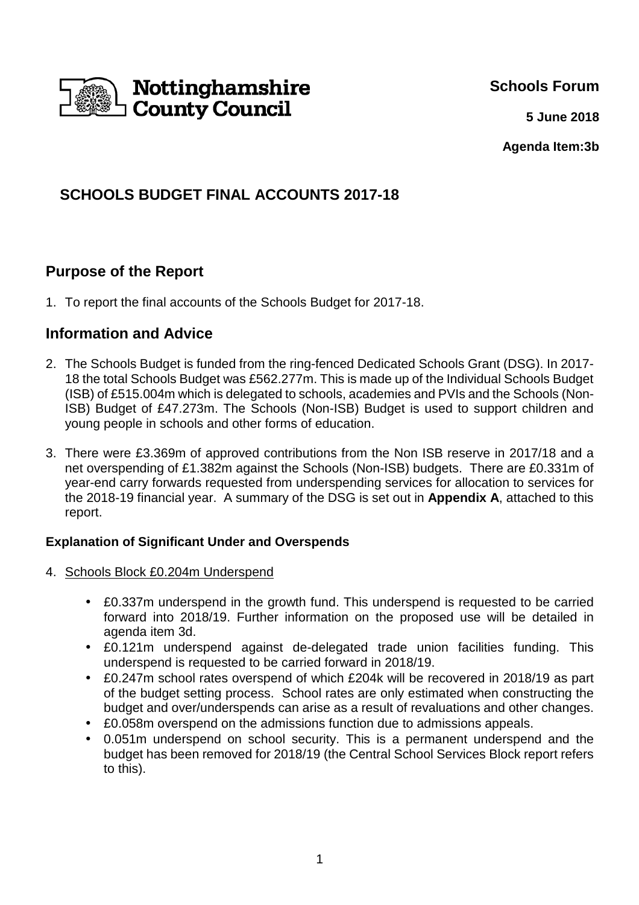Nottinghamshire County Council

**Schools Forum**

**5 June 2018**

**Agenda Item:3b**

# SCHOOLS BUDGET FINAL ACCOUNTS 2017-18

## Purpose of the Report

1. To report the final accounts of the Schools Budget for 2017-18.

## Information and Advice

2. The Schools Budget is funded from the ring-fenced Dedicated Schools Grant (DSG). In 2017-18 the total Schools Budget was £562.277m. This is made up of the Individual Schools Budget (ISB) of £515.004m which is delegated to schools, academies and PVIs and the Schools (Non-ISB) Budget of £47.273m. The Schools (Non-ISB) Budget is used to support children and young people in schools and other forms of education.

3. There were £3.369m of approved contributions from the Non ISB reserve in 2017/18 and a net overspending of £1.382m against the Schools (Non-ISB) budgets. There are £0.331m of year-end carry forwards requested from underspending services for allocation to services for the 2018-19 financial year. A summary of the DSG is set out in **Appendix A**, attached to this report.

### Explanation of Significant Under and Overspends

4. Schools Block £0.204m Underspend

   - £0.337m underspend in the growth fund. This underspend is requested to be carried forward into 2018/19. Further information on the proposed use will be detailed in agenda item 3d.
   - £0.121m underspend against de-delegated trade union facilities funding. This underspend is requested to be carried forward in 2018/19.
   - £0.247m school rates overspend of which £204k will be recovered in 2018/19 as part of the budget setting process. School rates are only estimated when constructing the budget and over/underspends can arise as a result of revaluations and other changes.
   - £0.058m overspend on the admissions function due to admissions appeals.
   - 0.051m underspend on school security. This is a permanent underspend and the budget has been removed for 2018/19 (the Central School Services Block report refers to this).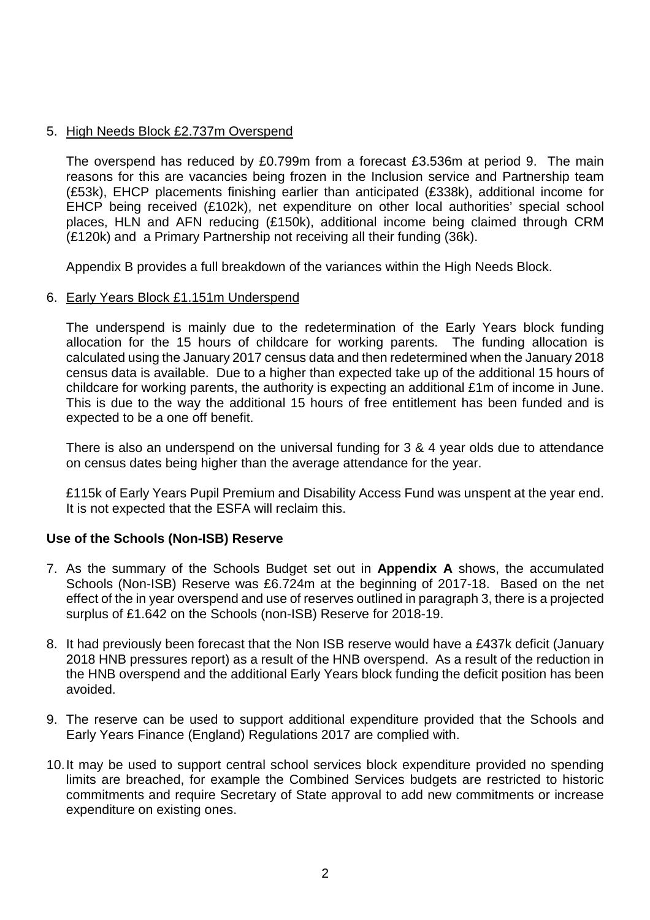5. High Needs Block £2.737m Overspend

   The overspend has reduced by £0.799m from a forecast £3.536m at period 9. The main reasons for this are vacancies being frozen in the Inclusion service and Partnership team (£53k), EHCP placements finishing earlier than anticipated (£338k), additional income for EHCP being received (£102k), net expenditure on other local authorities' special school places, HLN and AFN reducing (£150k), additional income being claimed through CRM (£120k) and a Primary Partnership not receiving all their funding (36k).

   Appendix B provides a full breakdown of the variances within the High Needs Block.

6. Early Years Block £1.151m Underspend

   The underspend is mainly due to the redetermination of the Early Years block funding allocation for the 15 hours of childcare for working parents. The funding allocation is calculated using the January 2017 census data and then redetermined when the January 2018 census data is available. Due to a higher than expected take up of the additional 15 hours of childcare for working parents, the authority is expecting an additional £1m of income in June. This is due to the way the additional 15 hours of free entitlement has been funded and is expected to be a one off benefit.

   There is also an underspend on the universal funding for 3 & 4 year olds due to attendance on census dates being higher than the average attendance for the year.

   £115k of Early Years Pupil Premium and Disability Access Fund was unspent at the year end. It is not expected that the ESFA will reclaim this.

**Use of the Schools (Non-ISB) Reserve**

7. As the summary of the Schools Budget set out in **Appendix A** shows, the accumulated Schools (Non-ISB) Reserve was £6.724m at the beginning of 2017-18. Based on the net effect of the in year overspend and use of reserves outlined in paragraph 3, there is a projected surplus of £1.642 on the Schools (non-ISB) Reserve for 2018-19.

8. It had previously been forecast that the Non ISB reserve would have a £437k deficit (January 2018 HNB pressures report) as a result of the HNB overspend. As a result of the reduction in the HNB overspend and the additional Early Years block funding the deficit position has been avoided.

9. The reserve can be used to support additional expenditure provided that the Schools and Early Years Finance (England) Regulations 2017 are complied with.

10. It may be used to support central school services block expenditure provided no spending limits are breached, for example the Combined Services budgets are restricted to historic commitments and require Secretary of State approval to add new commitments or increase expenditure on existing ones.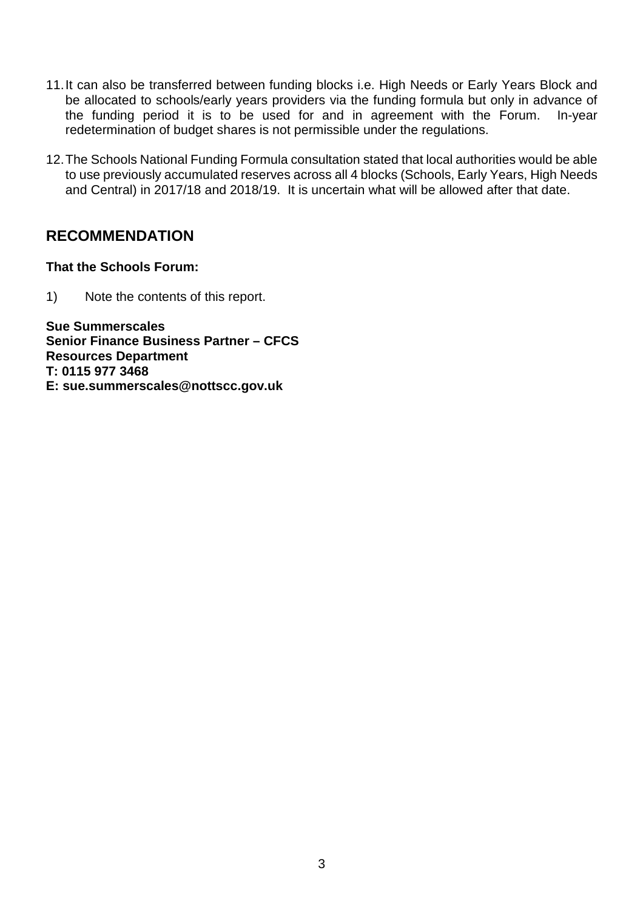11. It can also be transferred between funding blocks i.e. High Needs or Early Years Block and be allocated to schools/early years providers via the funding formula but only in advance of the funding period it is to be used for and in agreement with the Forum. In-year redetermination of budget shares is not permissible under the regulations.

12. The Schools National Funding Formula consultation stated that local authorities would be able to use previously accumulated reserves across all 4 blocks (Schools, Early Years, High Needs and Central) in 2017/18 and 2018/19. It is uncertain what will be allowed after that date.

## RECOMMENDATION

**That the Schools Forum:**

1) Note the contents of this report.

**Sue Summerscales**
**Senior Finance Business Partner – CFCS**
**Resources Department**
**T: 0115 977 3468**
**E: sue.summerscales@nottscc.gov.uk**